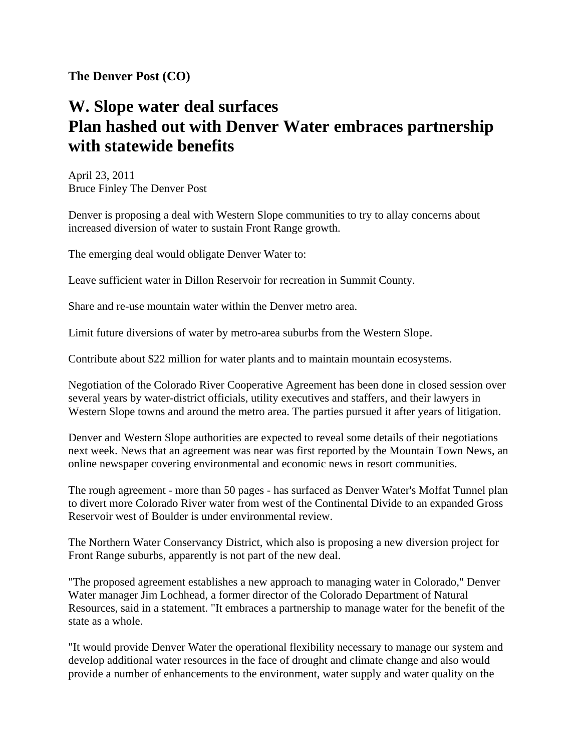**The Denver Post (CO)**

# W. Slope water deal surfaces
# Plan hashed out with Denver Water embraces partnership with statewide benefits

April 23, 2011
Bruce Finley The Denver Post

Denver is proposing a deal with Western Slope communities to try to allay concerns about increased diversion of water to sustain Front Range growth.

The emerging deal would obligate Denver Water to:

Leave sufficient water in Dillon Reservoir for recreation in Summit County.

Share and re-use mountain water within the Denver metro area.

Limit future diversions of water by metro-area suburbs from the Western Slope.

Contribute about $22 million for water plants and to maintain mountain ecosystems.

Negotiation of the Colorado River Cooperative Agreement has been done in closed session over several years by water-district officials, utility executives and staffers, and their lawyers in Western Slope towns and around the metro area. The parties pursued it after years of litigation.

Denver and Western Slope authorities are expected to reveal some details of their negotiations next week. News that an agreement was near was first reported by the Mountain Town News, an online newspaper covering environmental and economic news in resort communities.

The rough agreement - more than 50 pages - has surfaced as Denver Water's Moffat Tunnel plan to divert more Colorado River water from west of the Continental Divide to an expanded Gross Reservoir west of Boulder is under environmental review.

The Northern Water Conservancy District, which also is proposing a new diversion project for Front Range suburbs, apparently is not part of the new deal.

"The proposed agreement establishes a new approach to managing water in Colorado," Denver Water manager Jim Lochhead, a former director of the Colorado Department of Natural Resources, said in a statement. "It embraces a partnership to manage water for the benefit of the state as a whole.

"It would provide Denver Water the operational flexibility necessary to manage our system and develop additional water resources in the face of drought and climate change and also would provide a number of enhancements to the environment, water supply and water quality on the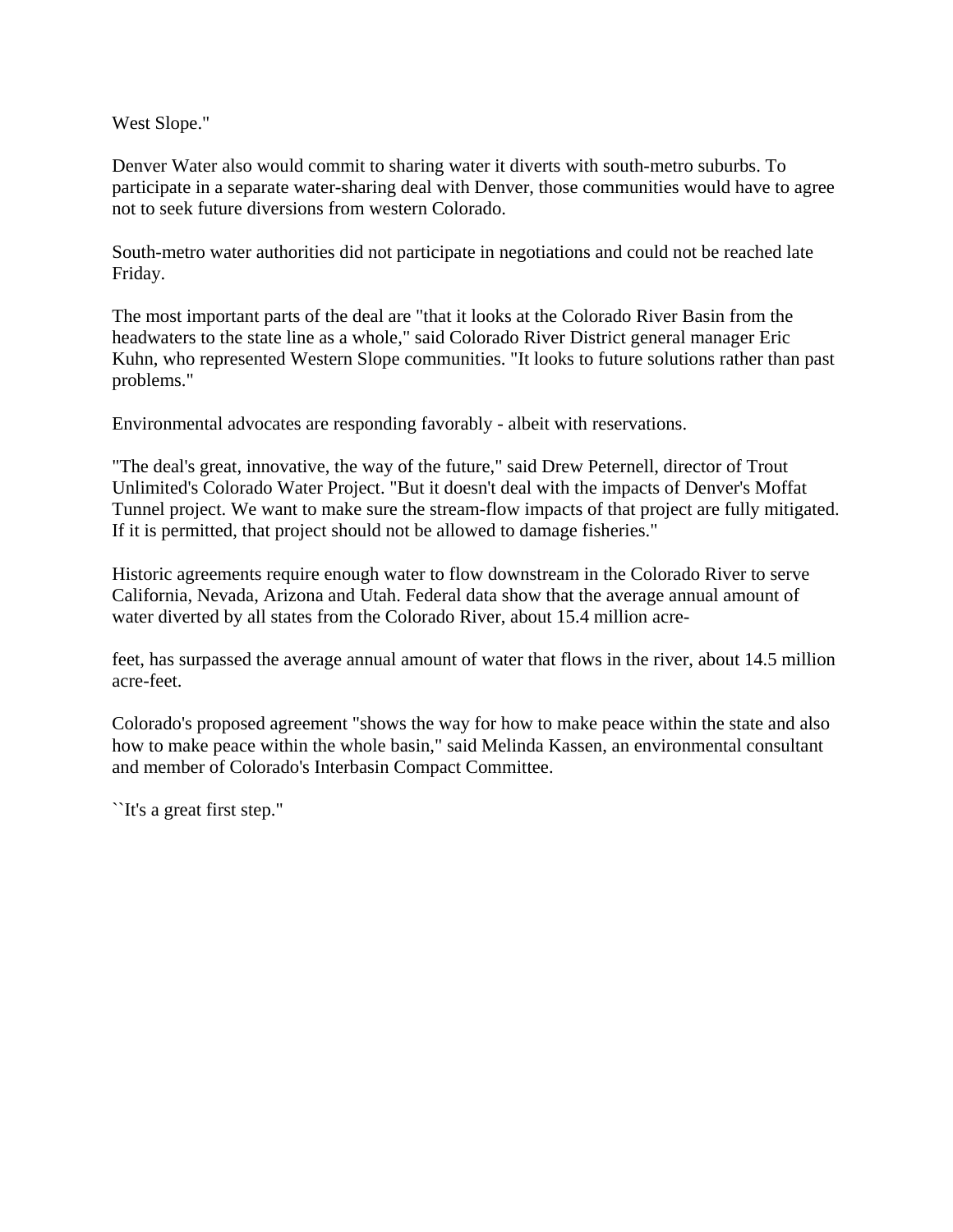West Slope."

Denver Water also would commit to sharing water it diverts with south-metro suburbs. To participate in a separate water-sharing deal with Denver, those communities would have to agree not to seek future diversions from western Colorado.

South-metro water authorities did not participate in negotiations and could not be reached late Friday.

The most important parts of the deal are "that it looks at the Colorado River Basin from the headwaters to the state line as a whole," said Colorado River District general manager Eric Kuhn, who represented Western Slope communities. "It looks to future solutions rather than past problems."

Environmental advocates are responding favorably - albeit with reservations.

"The deal's great, innovative, the way of the future," said Drew Peternell, director of Trout Unlimited's Colorado Water Project. "But it doesn't deal with the impacts of Denver's Moffat Tunnel project. We want to make sure the stream-flow impacts of that project are fully mitigated. If it is permitted, that project should not be allowed to damage fisheries."

Historic agreements require enough water to flow downstream in the Colorado River to serve California, Nevada, Arizona and Utah. Federal data show that the average annual amount of water diverted by all states from the Colorado River, about 15.4 million acre-feet, has surpassed the average annual amount of water that flows in the river, about 14.5 million acre-feet.

Colorado's proposed agreement "shows the way for how to make peace within the state and also how to make peace within the whole basin," said Melinda Kassen, an environmental consultant and member of Colorado's Interbasin Compact Committee.

``It's a great first step."